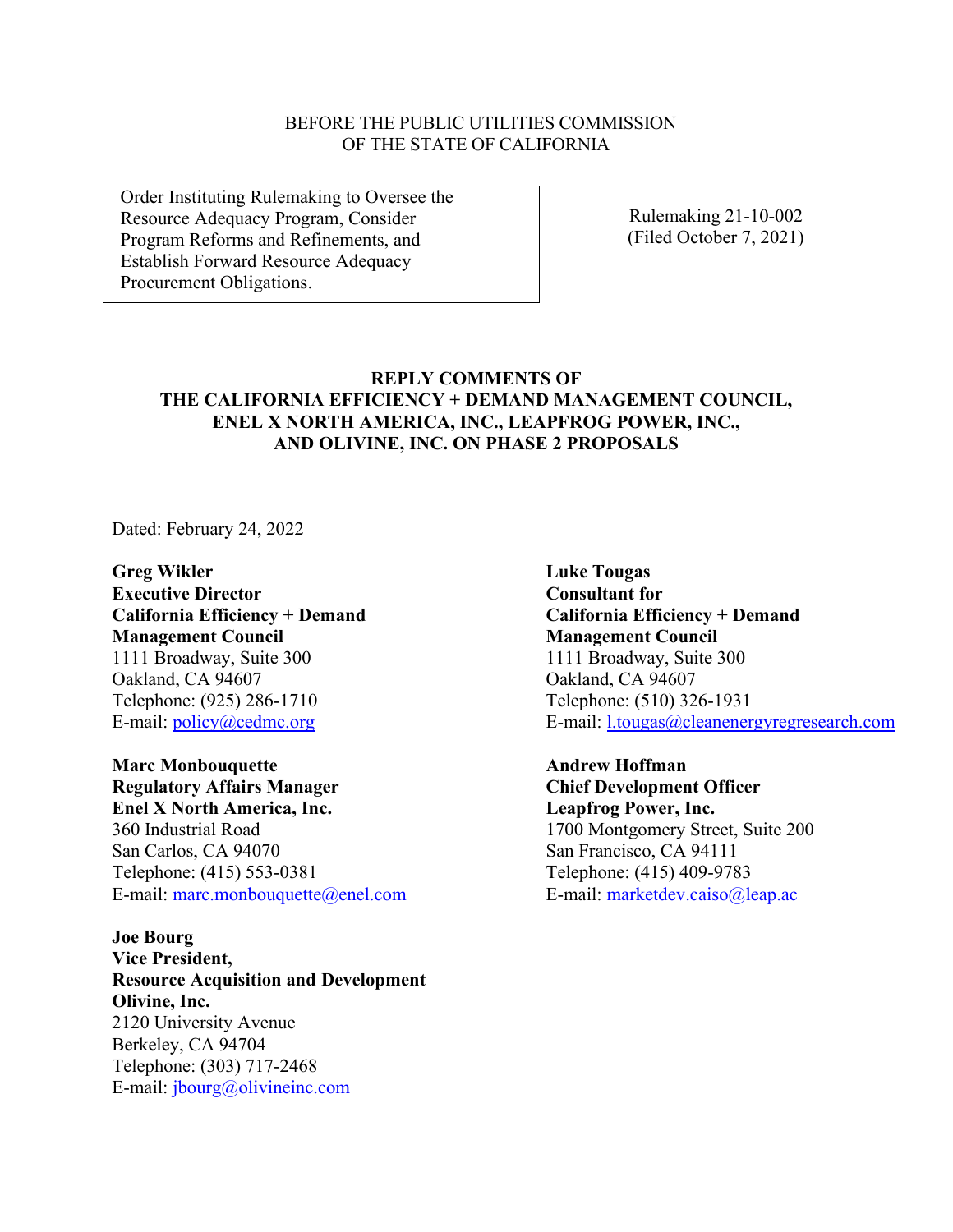BEFORE THE PUBLIC UTILITIES COMMISSION
OF THE STATE OF CALIFORNIA

| | |
|---|---|
| Order Instituting Rulemaking to Oversee the Resource Adequacy Program, Consider Program Reforms and Refinements, and Establish Forward Resource Adequacy Procurement Obligations. | Rulemaking 21-10-002 (Filed October 7, 2021) |

**REPLY COMMENTS OF
THE CALIFORNIA EFFICIENCY + DEMAND MANAGEMENT COUNCIL,
ENEL X NORTH AMERICA, INC., LEAPFROG POWER, INC.,
AND OLIVINE, INC. ON PHASE 2 PROPOSALS**

Dated: February 24, 2022

**Greg Wikler**
**Executive Director**
**California Efficiency + Demand Management Council**
1111 Broadway, Suite 300
Oakland, CA 94607
Telephone: (925) 286-1710
E-mail: policy@cedmc.org

**Luke Tougas**
**Consultant for California Efficiency + Demand Management Council**
1111 Broadway, Suite 300
Oakland, CA 94607
Telephone: (510) 326-1931
E-mail: l.tougas@cleanenergyregresearch.com

**Marc Monbouquette**
**Regulatory Affairs Manager**
**Enel X North America, Inc.**
360 Industrial Road
San Carlos, CA 94070
Telephone: (415) 553-0381
E-mail: marc.monbouquette@enel.com

**Andrew Hoffman**
**Chief Development Officer**
**Leapfrog Power, Inc.**
1700 Montgomery Street, Suite 200
San Francisco, CA 94111
Telephone: (415) 409-9783
E-mail: marketdev.caiso@leap.ac

**Joe Bourg**
**Vice President, Resource Acquisition and Development**
**Olivine, Inc.**
2120 University Avenue
Berkeley, CA 94704
Telephone: (303) 717-2468
E-mail: jbourg@olivineinc.com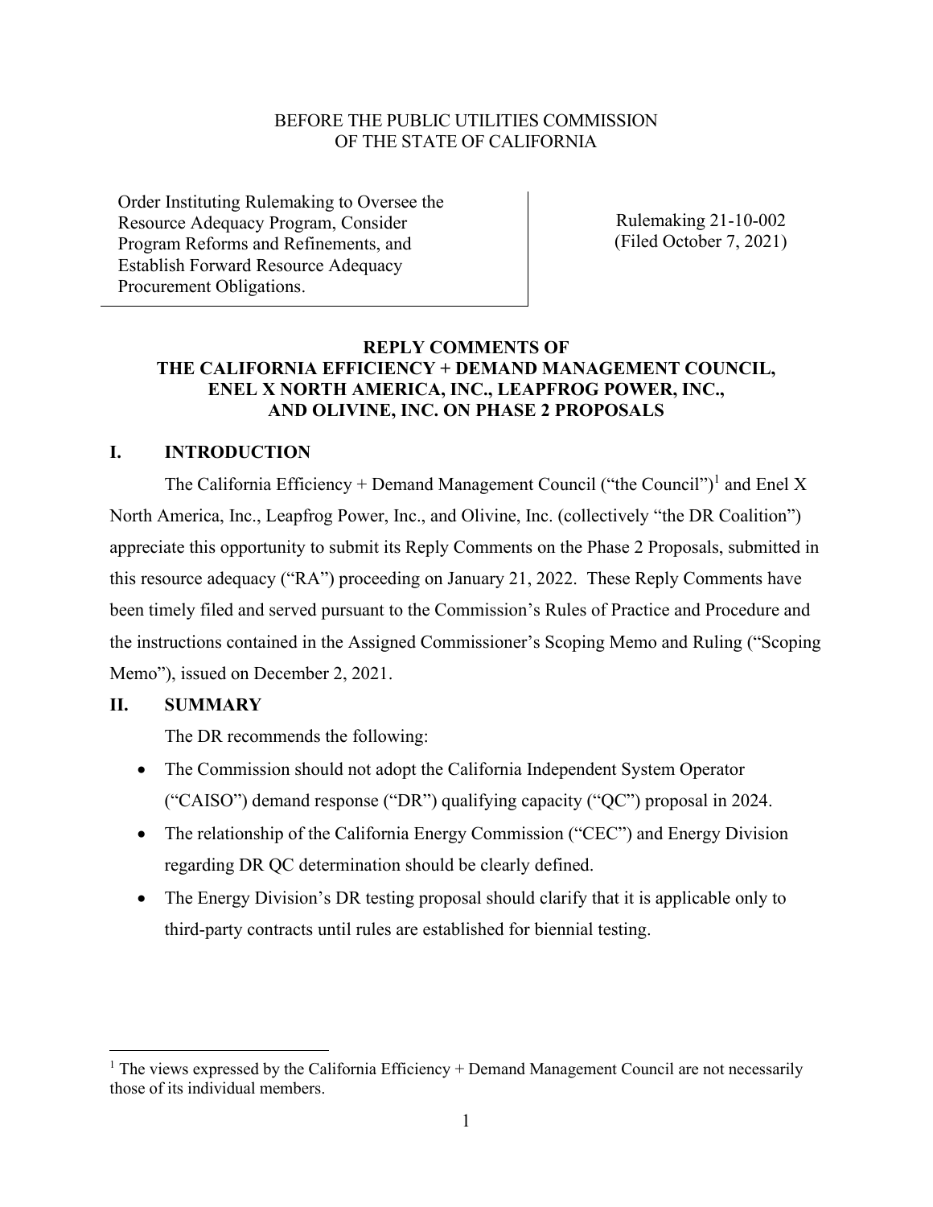BEFORE THE PUBLIC UTILITIES COMMISSION
OF THE STATE OF CALIFORNIA

| Order Instituting Rulemaking to Oversee the Resource Adequacy Program, Consider Program Reforms and Refinements, and Establish Forward Resource Adequacy Procurement Obligations. | Rulemaking 21-10-002 (Filed October 7, 2021) |
| --- | --- |

**REPLY COMMENTS OF**
**THE CALIFORNIA EFFICIENCY + DEMAND MANAGEMENT COUNCIL,**
**ENEL X NORTH AMERICA, INC., LEAPFROG POWER, INC.,**
**AND OLIVINE, INC. ON PHASE 2 PROPOSALS**

## I. INTRODUCTION

The California Efficiency + Demand Management Council ("the Council")[1] and Enel X North America, Inc., Leapfrog Power, Inc., and Olivine, Inc. (collectively "the DR Coalition") appreciate this opportunity to submit its Reply Comments on the Phase 2 Proposals, submitted in this resource adequacy ("RA") proceeding on January 21, 2022. These Reply Comments have been timely filed and served pursuant to the Commission's Rules of Practice and Procedure and the instructions contained in the Assigned Commissioner's Scoping Memo and Ruling ("Scoping Memo"), issued on December 2, 2021.

## II. SUMMARY

The DR recommends the following:

- The Commission should not adopt the California Independent System Operator ("CAISO") demand response ("DR") qualifying capacity ("QC") proposal in 2024.
- The relationship of the California Energy Commission ("CEC") and Energy Division regarding DR QC determination should be clearly defined.
- The Energy Division's DR testing proposal should clarify that it is applicable only to third-party contracts until rules are established for biennial testing.

[1] The views expressed by the California Efficiency + Demand Management Council are not necessarily those of its individual members.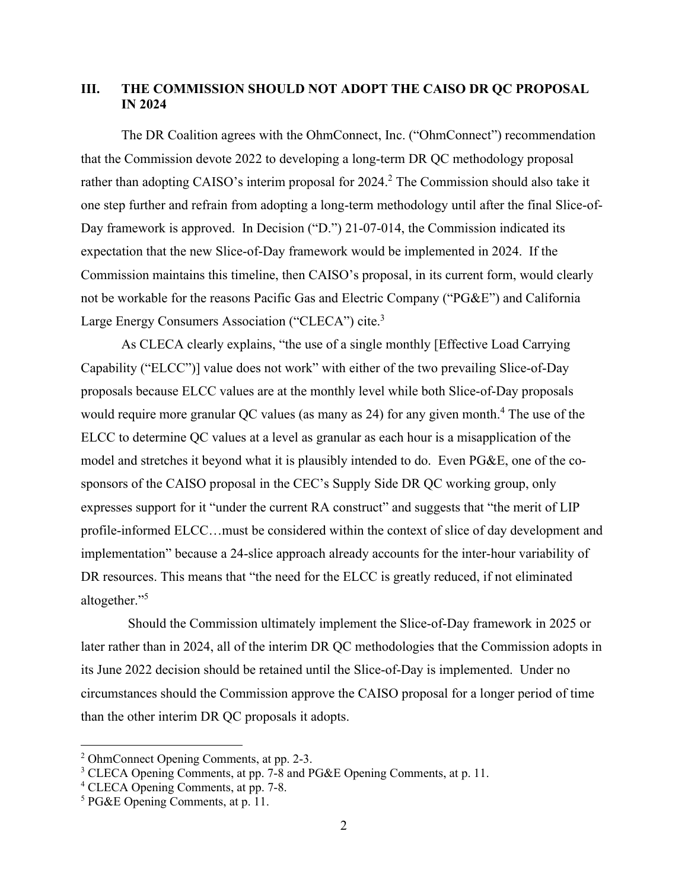## III. THE COMMISSION SHOULD NOT ADOPT THE CAISO DR QC PROPOSAL IN 2024

The DR Coalition agrees with the OhmConnect, Inc. ("OhmConnect") recommendation that the Commission devote 2022 to developing a long-term DR QC methodology proposal rather than adopting CAISO's interim proposal for 2024.[2] The Commission should also take it one step further and refrain from adopting a long-term methodology until after the final Slice-of-Day framework is approved. In Decision ("D.") 21-07-014, the Commission indicated its expectation that the new Slice-of-Day framework would be implemented in 2024. If the Commission maintains this timeline, then CAISO's proposal, in its current form, would clearly not be workable for the reasons Pacific Gas and Electric Company ("PG&E") and California Large Energy Consumers Association ("CLECA") cite.[3]

As CLECA clearly explains, "the use of a single monthly [Effective Load Carrying Capability ("ELCC")] value does not work" with either of the two prevailing Slice-of-Day proposals because ELCC values are at the monthly level while both Slice-of-Day proposals would require more granular QC values (as many as 24) for any given month.[4] The use of the ELCC to determine QC values at a level as granular as each hour is a misapplication of the model and stretches it beyond what it is plausibly intended to do. Even PG&E, one of the co-sponsors of the CAISO proposal in the CEC's Supply Side DR QC working group, only expresses support for it "under the current RA construct" and suggests that "the merit of LIP profile-informed ELCC…must be considered within the context of slice of day development and implementation" because a 24-slice approach already accounts for the inter-hour variability of DR resources. This means that "the need for the ELCC is greatly reduced, if not eliminated altogether."[5]

Should the Commission ultimately implement the Slice-of-Day framework in 2025 or later rather than in 2024, all of the interim DR QC methodologies that the Commission adopts in its June 2022 decision should be retained until the Slice-of-Day is implemented. Under no circumstances should the Commission approve the CAISO proposal for a longer period of time than the other interim DR QC proposals it adopts.

---

[2] OhmConnect Opening Comments, at pp. 2-3.

[3] CLECA Opening Comments, at pp. 7-8 and PG&E Opening Comments, at p. 11.

[4] CLECA Opening Comments, at pp. 7-8.

[5] PG&E Opening Comments, at p. 11.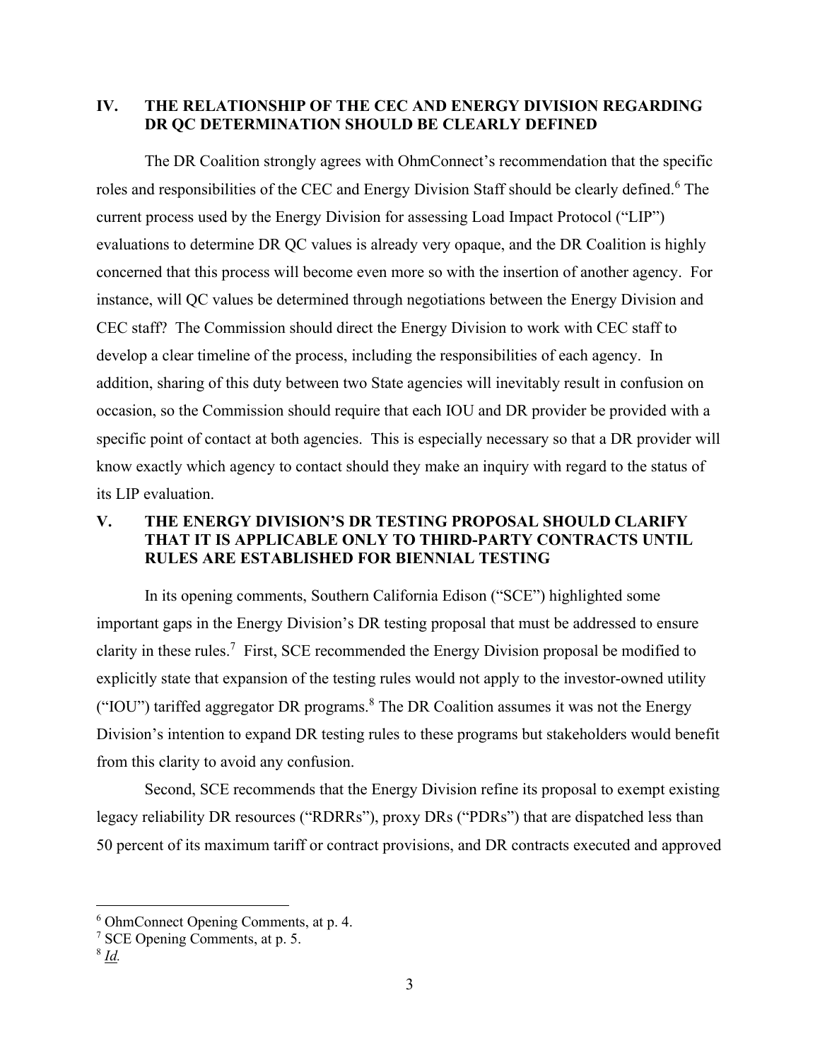## IV. THE RELATIONSHIP OF THE CEC AND ENERGY DIVISION REGARDING DR QC DETERMINATION SHOULD BE CLEARLY DEFINED

The DR Coalition strongly agrees with OhmConnect's recommendation that the specific roles and responsibilities of the CEC and Energy Division Staff should be clearly defined.[6] The current process used by the Energy Division for assessing Load Impact Protocol ("LIP") evaluations to determine DR QC values is already very opaque, and the DR Coalition is highly concerned that this process will become even more so with the insertion of another agency. For instance, will QC values be determined through negotiations between the Energy Division and CEC staff? The Commission should direct the Energy Division to work with CEC staff to develop a clear timeline of the process, including the responsibilities of each agency. In addition, sharing of this duty between two State agencies will inevitably result in confusion on occasion, so the Commission should require that each IOU and DR provider be provided with a specific point of contact at both agencies. This is especially necessary so that a DR provider will know exactly which agency to contact should they make an inquiry with regard to the status of its LIP evaluation.

## V. THE ENERGY DIVISION'S DR TESTING PROPOSAL SHOULD CLARIFY THAT IT IS APPLICABLE ONLY TO THIRD-PARTY CONTRACTS UNTIL RULES ARE ESTABLISHED FOR BIENNIAL TESTING

In its opening comments, Southern California Edison ("SCE") highlighted some important gaps in the Energy Division's DR testing proposal that must be addressed to ensure clarity in these rules.[7] First, SCE recommended the Energy Division proposal be modified to explicitly state that expansion of the testing rules would not apply to the investor-owned utility ("IOU") tariffed aggregator DR programs.[8] The DR Coalition assumes it was not the Energy Division's intention to expand DR testing rules to these programs but stakeholders would benefit from this clarity to avoid any confusion.

Second, SCE recommends that the Energy Division refine its proposal to exempt existing legacy reliability DR resources ("RDRRs"), proxy DRs ("PDRs") that are dispatched less than 50 percent of its maximum tariff or contract provisions, and DR contracts executed and approved

---

[6] OhmConnect Opening Comments, at p. 4.

[7] SCE Opening Comments, at p. 5.

[8] *Id.*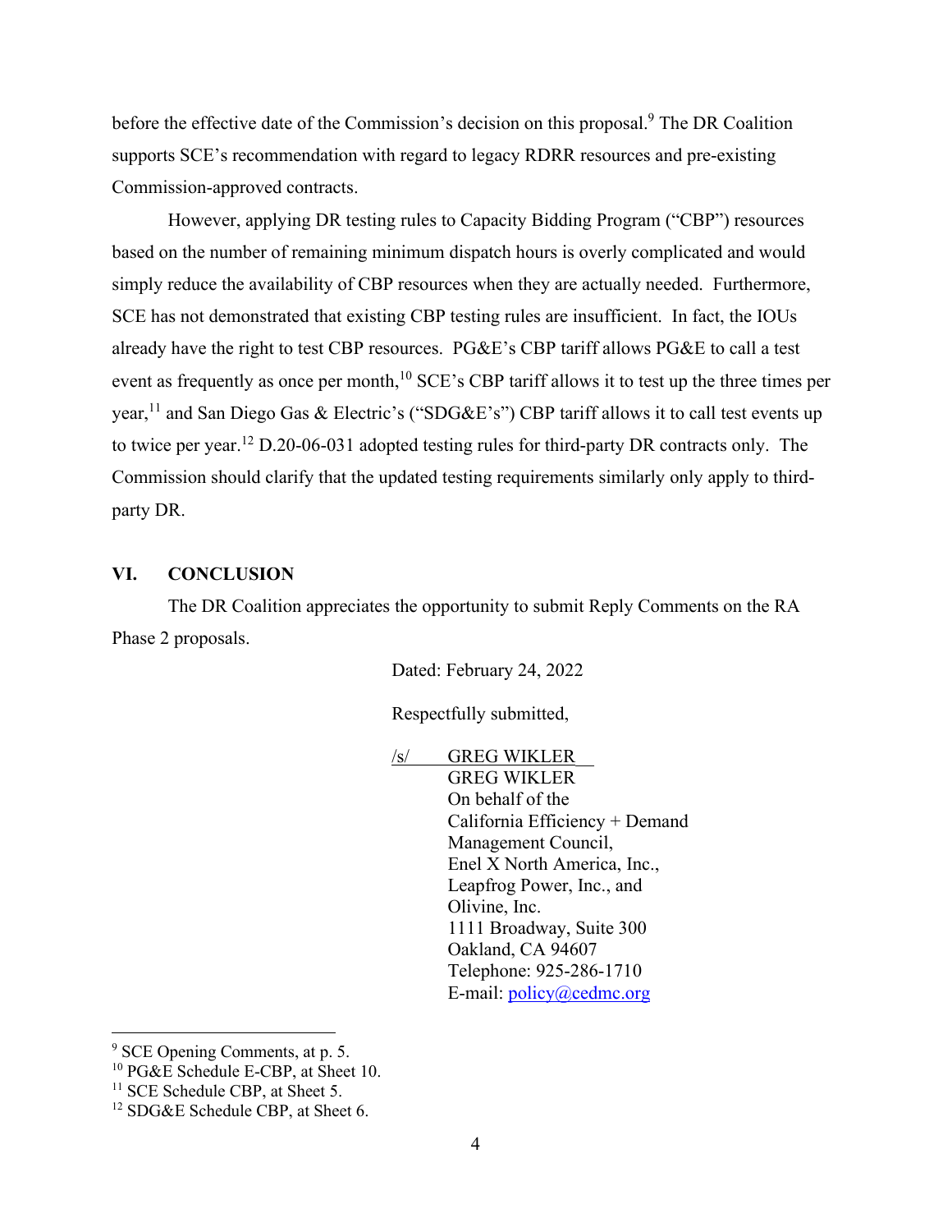before the effective date of the Commission's decision on this proposal.[9] The DR Coalition supports SCE's recommendation with regard to legacy RDRR resources and pre-existing Commission-approved contracts.

However, applying DR testing rules to Capacity Bidding Program ("CBP") resources based on the number of remaining minimum dispatch hours is overly complicated and would simply reduce the availability of CBP resources when they are actually needed. Furthermore, SCE has not demonstrated that existing CBP testing rules are insufficient. In fact, the IOUs already have the right to test CBP resources. PG&E's CBP tariff allows PG&E to call a test event as frequently as once per month,[10] SCE's CBP tariff allows it to test up the three times per year,[11] and San Diego Gas & Electric's ("SDG&E's") CBP tariff allows it to call test events up to twice per year.[12] D.20-06-031 adopted testing rules for third-party DR contracts only. The Commission should clarify that the updated testing requirements similarly only apply to third-party DR.

## VI. CONCLUSION

The DR Coalition appreciates the opportunity to submit Reply Comments on the RA Phase 2 proposals.

Dated: February 24, 2022

Respectfully submitted,

/s/ GREG WIKLER

GREG WIKLER
On behalf of the
California Efficiency + Demand Management Council,
Enel X North America, Inc.,
Leapfrog Power, Inc., and
Olivine, Inc.
1111 Broadway, Suite 300
Oakland, CA 94607
Telephone: 925-286-1710
E-mail: policy@cedmc.org

---

[9] SCE Opening Comments, at p. 5.

[10] PG&E Schedule E-CBP, at Sheet 10.

[11] SCE Schedule CBP, at Sheet 5.

[12] SDG&E Schedule CBP, at Sheet 6.